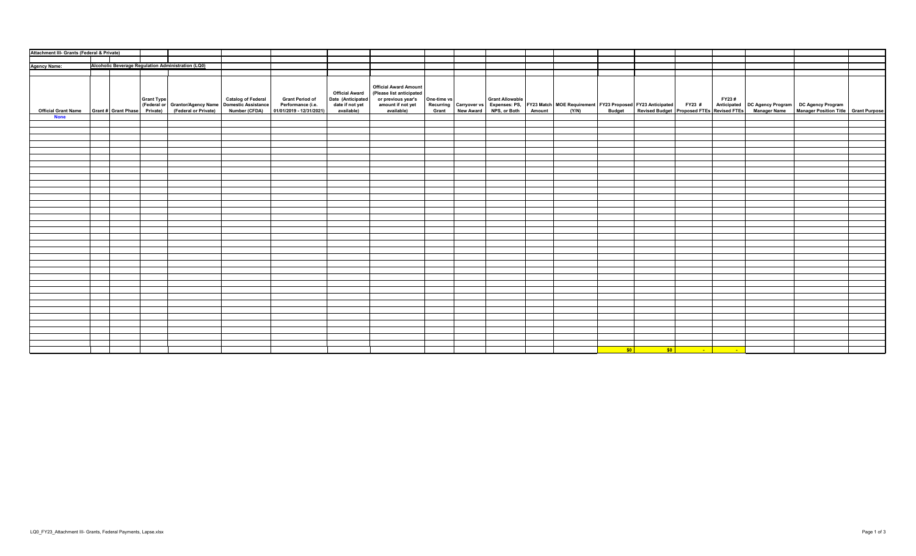**Attachment III- Grants (Federal & Private)**

**Agency Name:** Alcoholic Beverage Regulation Administration (LQ0)

| Official Grant Name | Grant # | Grant Phase | Grant Type (Federal or Private) | Grantor/Agency Name (Federal or Private) | Catalog of Federal Domestic Assistance Number (CFDA) | Grant Period of Performance (i.e. 01/01/2019 - 12/31/2021) | Official Award Date (Anticipated date if not yet available) | Official Award Amount (Please list anticipated or previous year's amount if not yet available) | One-time vs Recurring Grant | Carryover vs New Award | Grant Allowable Expenses: PS, NPS, or Both | FY23 Match Amount | MOE Requirement (Y/N) | FY23 Proposed Budget | FY23 Anticipated Revised Budget | FY23 # Proposed FTEs | FY23 # Anticipated Revised FTEs | DC Agency Program Manager Name | DC Agency Program Manager Position Title | Grant Purpose |
|---|---|---|---|---|---|---|---|---|---|---|---|---|---|---|---|---|---|---|---|---|
| None | | | | | | | | | | | | | | | | | | | | |
| | | | | | | | | | | | | | | $0 | $0 | - | - | | | |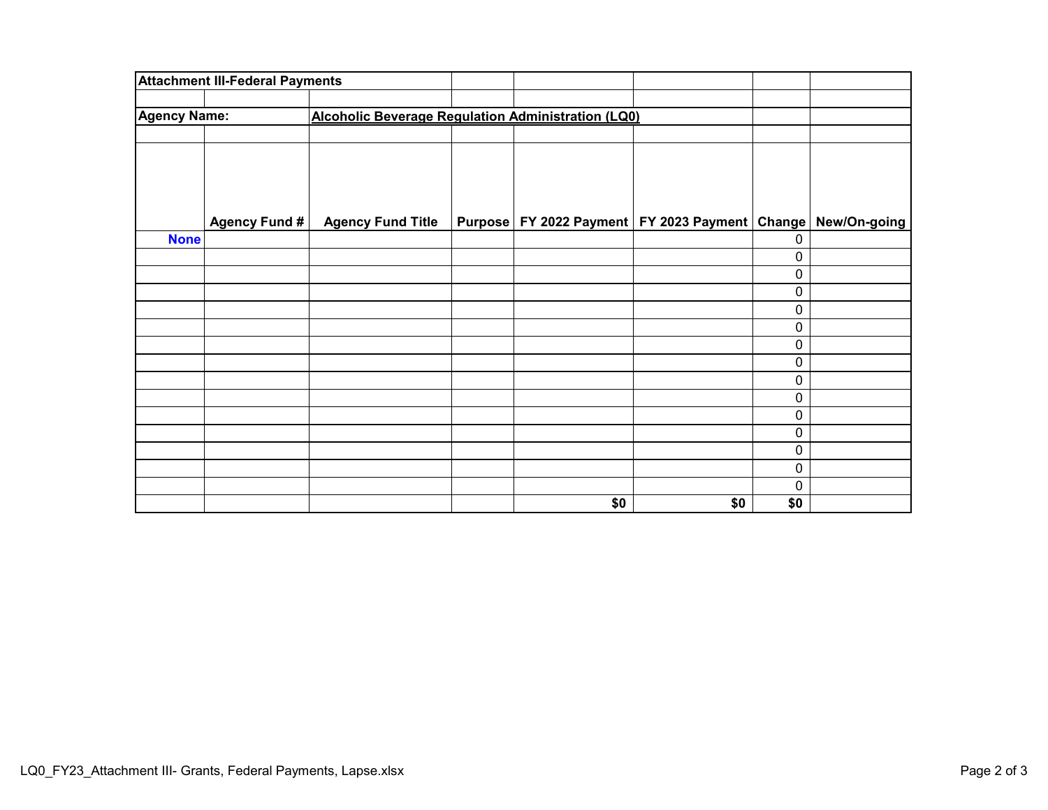## Attachment III-Federal Payments

**Agency Name:** **Alcoholic Beverage Regulation Administration (LQ0)**

| | Agency Fund # | Agency Fund Title | Purpose | FY 2022 Payment | FY 2023 Payment | Change | New/On-going |
|---|---|---|---|---|---|---|---|
| **None** | | | | | | 0 | |
| | | | | | | 0 | |
| | | | | | | 0 | |
| | | | | | | 0 | |
| | | | | | | 0 | |
| | | | | | | 0 | |
| | | | | | | 0 | |
| | | | | | | 0 | |
| | | | | | | 0 | |
| | | | | | | 0 | |
| | | | | | | 0 | |
| | | | | | | 0 | |
| | | | | | | 0 | |
| | | | | | | 0 | |
| | | | | | | 0 | |
| | | | | | | 0 | |
| | | | | **$0** | **$0** | **$0** | |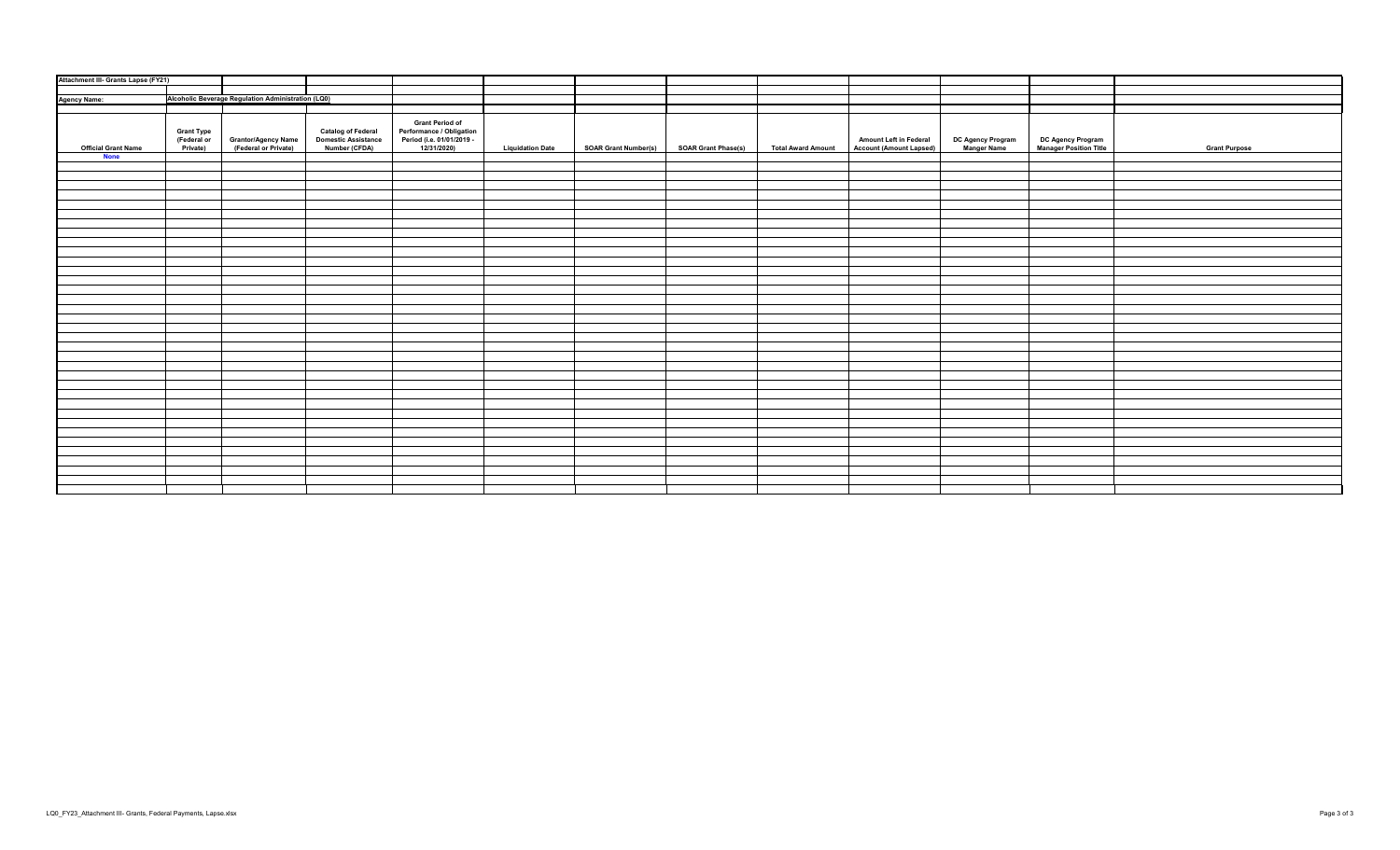**Attachment III- Grants Lapse (FY21)**

**Agency Name:** Alcoholic Beverage Regulation Administration (LQ0)

| Official Grant Name | Grant Type (Federal or Private) | Grantor/Agency Name (Federal or Private) | Catalog of Federal Domestic Assistance Number (CFDA) | Grant Period of Performance / Obligation Period (i.e. 01/01/2019 - 12/31/2020) | Liquidation Date | SOAR Grant Number(s) | SOAR Grant Phase(s) | Total Award Amount | Amount Left in Federal Account (Amount Lapsed) | DC Agency Program Manger Name | DC Agency Program Manager Position Title | Grant Purpose |
|---|---|---|---|---|---|---|---|---|---|---|---|---|
| None | | | | | | | | | | | | |

LQ0_FY23_Attachment III- Grants, Federal Payments, Lapse.xlsx